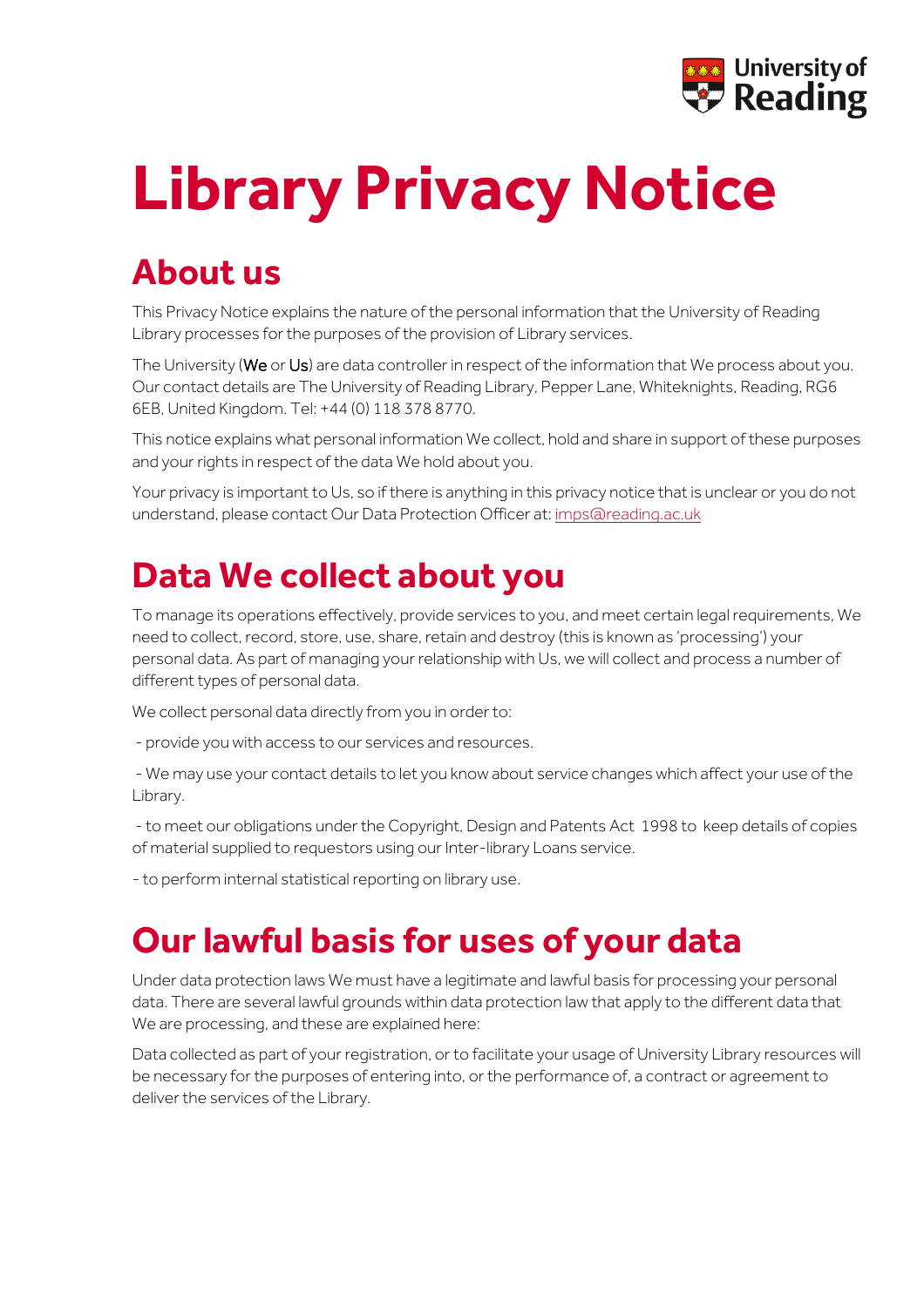# Library Privacy Notice

## About us

This Privacy Notice explains the nature of the personal information that the University of Reading Library processes for the purposes of the provision of Library services.

The University (**We** or **Us**) are data controller in respect of the information that We process about you. Our contact details are The University of Reading Library, Pepper Lane, Whiteknights, Reading, RG6 6EB, United Kingdom. Tel: +44 (0) 118 378 8770.

This notice explains what personal information We collect, hold and share in support of these purposes and your rights in respect of the data We hold about you.

Your privacy is important to Us, so if there is anything in this privacy notice that is unclear or you do not understand, please contact Our Data Protection Officer at: imps@reading.ac.uk

## Data We collect about you

To manage its operations effectively, provide services to you, and meet certain legal requirements, We need to collect, record, store, use, share, retain and destroy (this is known as 'processing') your personal data. As part of managing your relationship with Us, we will collect and process a number of different types of personal data.

We collect personal data directly from you in order to:

- provide you with access to our services and resources.
- We may use your contact details to let you know about service changes which affect your use of the Library.
- to meet our obligations under the Copyright, Design and Patents Act 1998 to keep details of copies of material supplied to requestors using our Inter-library Loans service.
- to perform internal statistical reporting on library use.

## Our lawful basis for uses of your data

Under data protection laws We must have a legitimate and lawful basis for processing your personal data. There are several lawful grounds within data protection law that apply to the different data that We are processing, and these are explained here:

Data collected as part of your registration, or to facilitate your usage of University Library resources will be necessary for the purposes of entering into, or the performance of, a contract or agreement to deliver the services of the Library.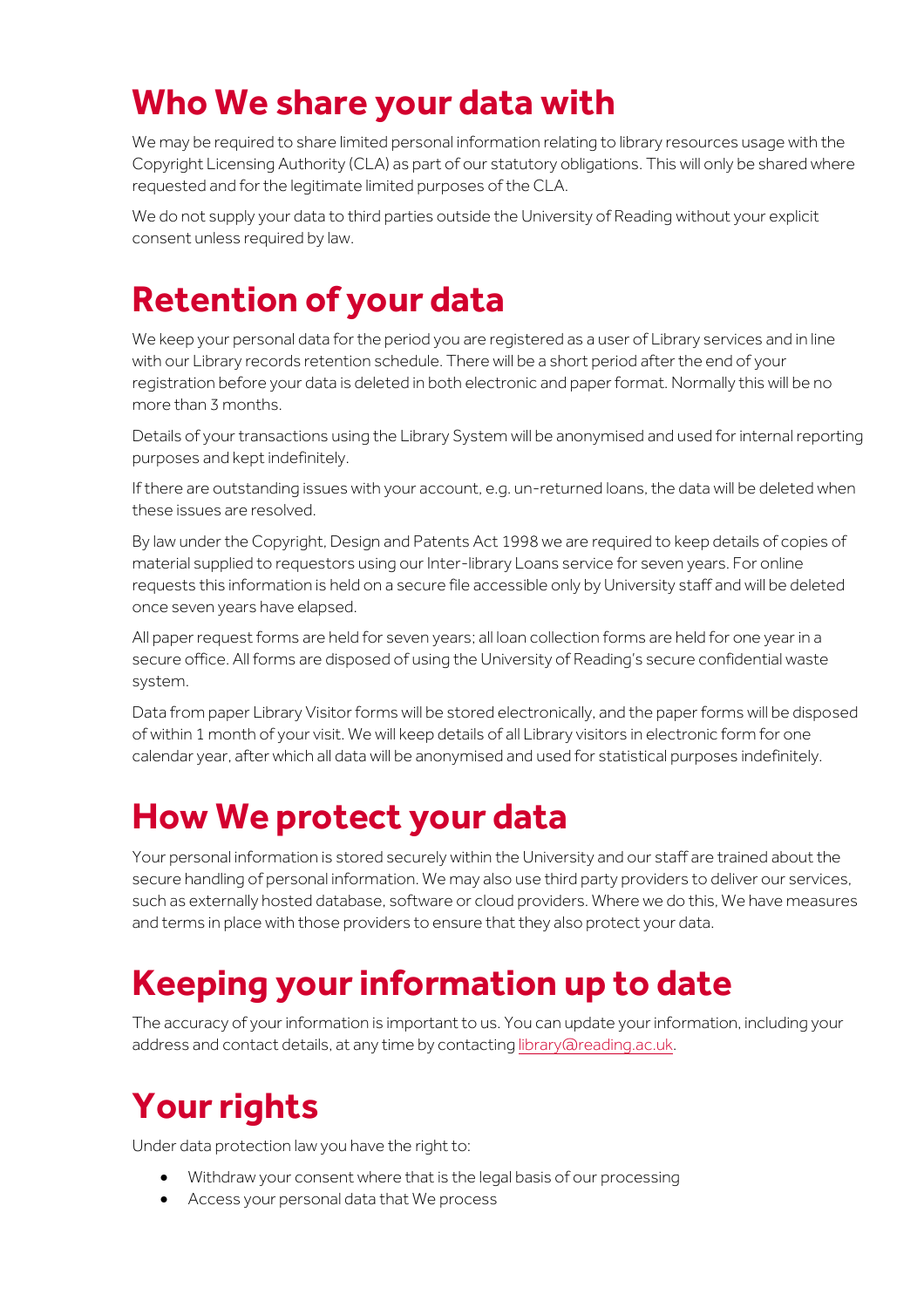# Who We share your data with

We may be required to share limited personal information relating to library resources usage with the Copyright Licensing Authority (CLA) as part of our statutory obligations. This will only be shared where requested and for the legitimate limited purposes of the CLA.

We do not supply your data to third parties outside the University of Reading without your explicit consent unless required by law.

# Retention of your data

We keep your personal data for the period you are registered as a user of Library services and in line with our Library records retention schedule. There will be a short period after the end of your registration before your data is deleted in both electronic and paper format. Normally this will be no more than 3 months.

Details of your transactions using the Library System will be anonymised and used for internal reporting purposes and kept indefinitely.

If there are outstanding issues with your account, e.g. un-returned loans, the data will be deleted when these issues are resolved.

By law under the Copyright, Design and Patents Act 1998 we are required to keep details of copies of material supplied to requestors using our Inter-library Loans service for seven years. For online requests this information is held on a secure file accessible only by University staff and will be deleted once seven years have elapsed.

All paper request forms are held for seven years; all loan collection forms are held for one year in a secure office. All forms are disposed of using the University of Reading's secure confidential waste system.

Data from paper Library Visitor forms will be stored electronically, and the paper forms will be disposed of within 1 month of your visit. We will keep details of all Library visitors in electronic form for one calendar year, after which all data will be anonymised and used for statistical purposes indefinitely.

# How We protect your data

Your personal information is stored securely within the University and our staff are trained about the secure handling of personal information. We may also use third party providers to deliver our services, such as externally hosted database, software or cloud providers. Where we do this, We have measures and terms in place with those providers to ensure that they also protect your data.

# Keeping your information up to date

The accuracy of your information is important to us. You can update your information, including your address and contact details, at any time by contacting library@reading.ac.uk.

# Your rights

Under data protection law you have the right to:

- Withdraw your consent where that is the legal basis of our processing
- Access your personal data that We process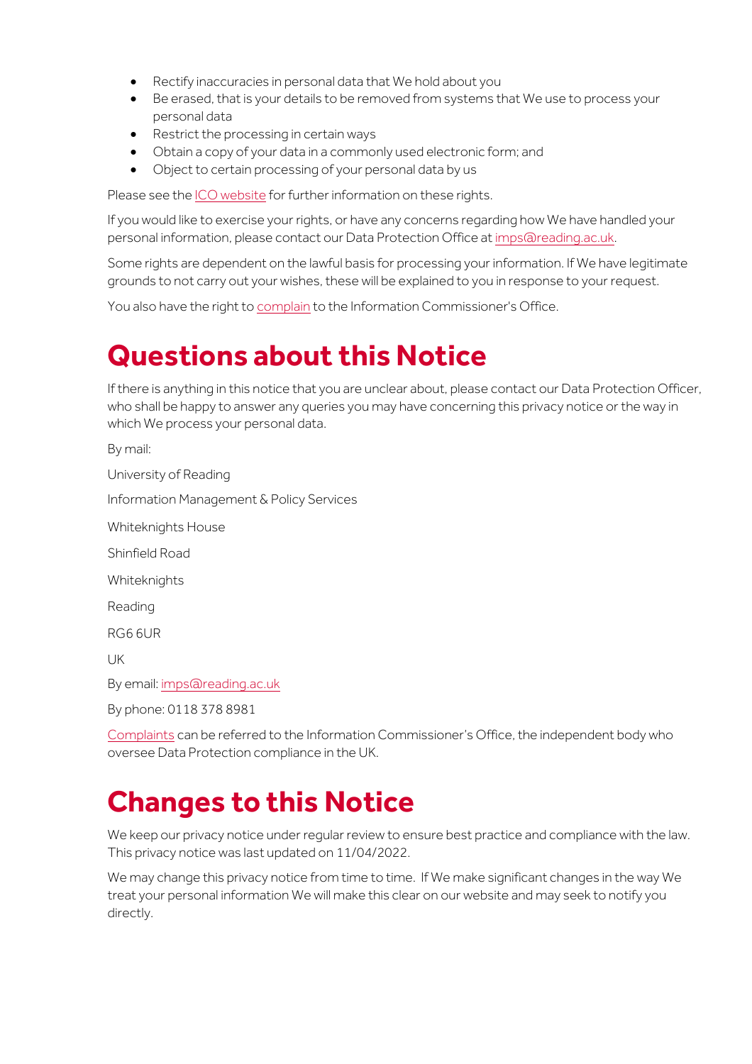- Rectify inaccuracies in personal data that We hold about you
- Be erased, that is your details to be removed from systems that We use to process your personal data
- Restrict the processing in certain ways
- Obtain a copy of your data in a commonly used electronic form; and
- Object to certain processing of your personal data by us

Please see the ICO website for further information on these rights.

If you would like to exercise your rights, or have any concerns regarding how We have handled your personal information, please contact our Data Protection Office at imps@reading.ac.uk.

Some rights are dependent on the lawful basis for processing your information. If We have legitimate grounds to not carry out your wishes, these will be explained to you in response to your request.

You also have the right to complain to the Information Commissioner's Office.

# Questions about this Notice

If there is anything in this notice that you are unclear about, please contact our Data Protection Officer, who shall be happy to answer any queries you may have concerning this privacy notice or the way in which We process your personal data.

By mail:

University of Reading

Information Management & Policy Services

Whiteknights House

Shinfield Road

Whiteknights

Reading

RG6 6UR

UK

By email: imps@reading.ac.uk

By phone: 0118 378 8981

Complaints can be referred to the Information Commissioner's Office, the independent body who oversee Data Protection compliance in the UK.

# Changes to this Notice

We keep our privacy notice under regular review to ensure best practice and compliance with the law. This privacy notice was last updated on 11/04/2022.

We may change this privacy notice from time to time. If We make significant changes in the way We treat your personal information We will make this clear on our website and may seek to notify you directly.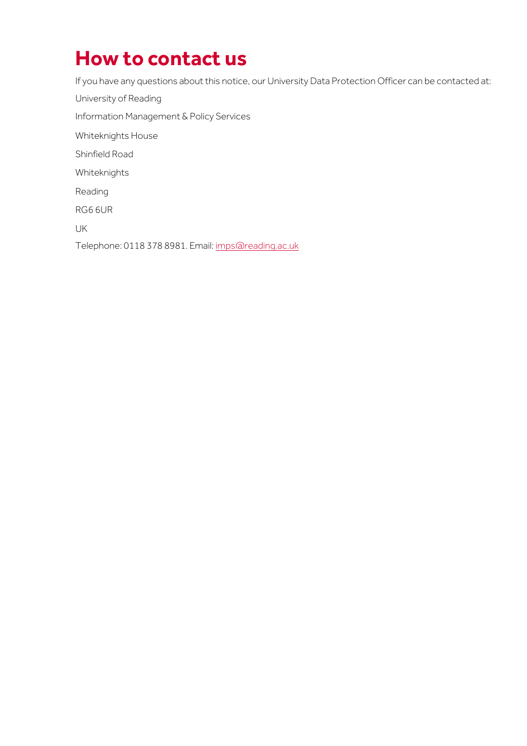# How to contact us

If you have any questions about this notice, our University Data Protection Officer can be contacted at:

University of Reading

Information Management & Policy Services

Whiteknights House

Shinfield Road

Whiteknights

Reading

RG6 6UR

UK

Telephone: 0118 378 8981. Email: imps@reading.ac.uk